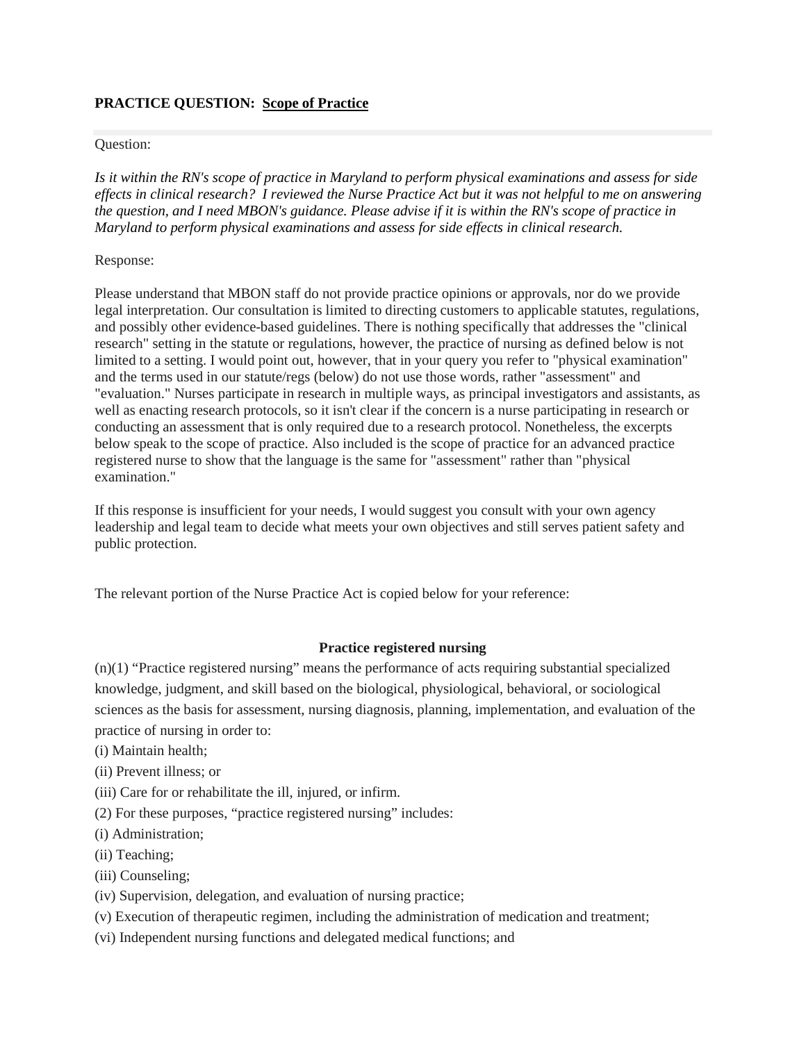**PRACTICE QUESTION: Scope of Practice**

Question:

*Is it within the RN's scope of practice in Maryland to perform physical examinations and assess for side effects in clinical research? I reviewed the Nurse Practice Act but it was not helpful to me on answering the question, and I need MBON's guidance. Please advise if it is within the RN's scope of practice in Maryland to perform physical examinations and assess for side effects in clinical research.*

Response:

Please understand that MBON staff do not provide practice opinions or approvals, nor do we provide legal interpretation. Our consultation is limited to directing customers to applicable statutes, regulations, and possibly other evidence-based guidelines. There is nothing specifically that addresses the "clinical research" setting in the statute or regulations, however, the practice of nursing as defined below is not limited to a setting. I would point out, however, that in your query you refer to "physical examination" and the terms used in our statute/regs (below) do not use those words, rather "assessment" and "evaluation." Nurses participate in research in multiple ways, as principal investigators and assistants, as well as enacting research protocols, so it isn't clear if the concern is a nurse participating in research or conducting an assessment that is only required due to a research protocol. Nonetheless, the excerpts below speak to the scope of practice. Also included is the scope of practice for an advanced practice registered nurse to show that the language is the same for "assessment" rather than "physical examination."

If this response is insufficient for your needs, I would suggest you consult with your own agency leadership and legal team to decide what meets your own objectives and still serves patient safety and public protection.

The relevant portion of the Nurse Practice Act is copied below for your reference:

**Practice registered nursing**

(n)(1) "Practice registered nursing" means the performance of acts requiring substantial specialized knowledge, judgment, and skill based on the biological, physiological, behavioral, or sociological sciences as the basis for assessment, nursing diagnosis, planning, implementation, and evaluation of the practice of nursing in order to:

(i) Maintain health;

(ii) Prevent illness; or

(iii) Care for or rehabilitate the ill, injured, or infirm.

(2) For these purposes, "practice registered nursing" includes:

(i) Administration;

(ii) Teaching;

(iii) Counseling;

(iv) Supervision, delegation, and evaluation of nursing practice;

(v) Execution of therapeutic regimen, including the administration of medication and treatment;

(vi) Independent nursing functions and delegated medical functions; and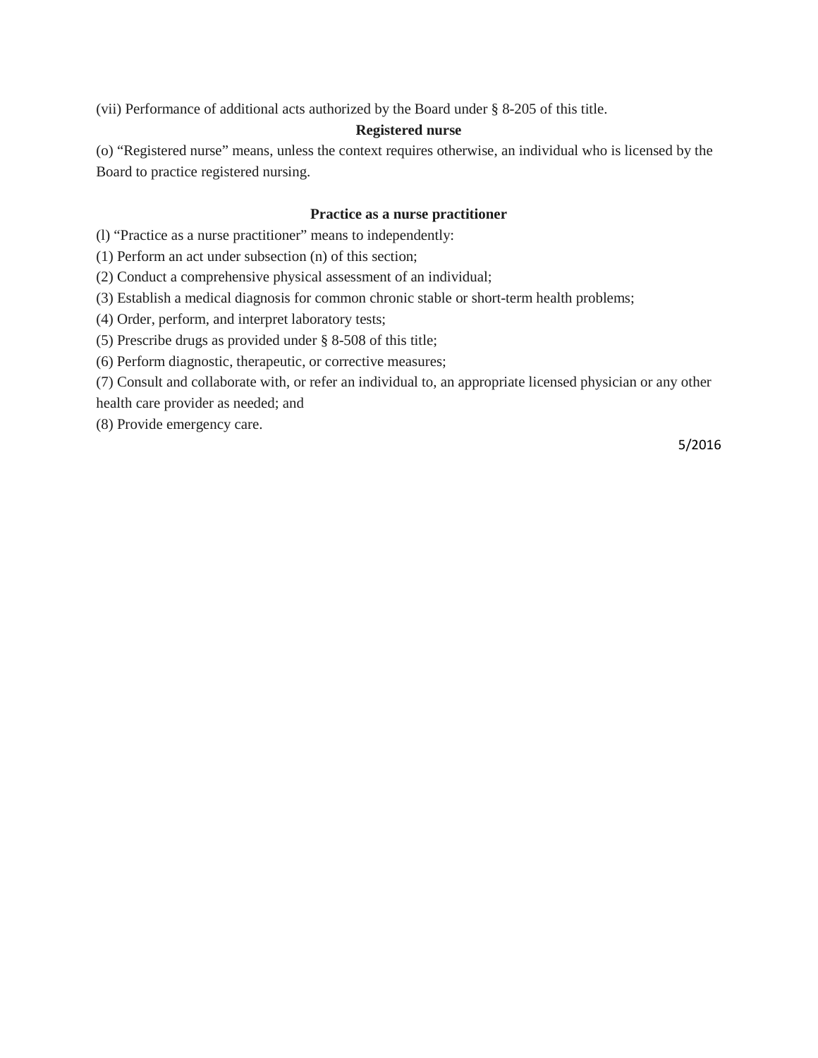(vii) Performance of additional acts authorized by the Board under § 8-205 of this title.

**Registered nurse**

(o) "Registered nurse" means, unless the context requires otherwise, an individual who is licensed by the Board to practice registered nursing.

**Practice as a nurse practitioner**

(l) "Practice as a nurse practitioner" means to independently:

(1) Perform an act under subsection (n) of this section;

(2) Conduct a comprehensive physical assessment of an individual;

(3) Establish a medical diagnosis for common chronic stable or short-term health problems;

(4) Order, perform, and interpret laboratory tests;

(5) Prescribe drugs as provided under § 8-508 of this title;

(6) Perform diagnostic, therapeutic, or corrective measures;

(7) Consult and collaborate with, or refer an individual to, an appropriate licensed physician or any other health care provider as needed; and

(8) Provide emergency care.

5/2016